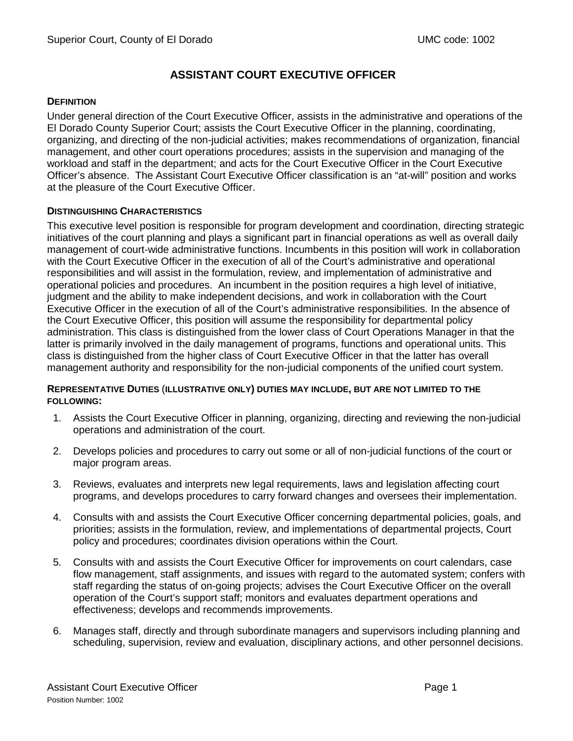# ASSISTANT COURT EXECUTIVE OFFICER

## DEFINITION

Under general direction of the Court Executive Officer, assists in the administrative and operations of the El Dorado County Superior Court; assists the Court Executive Officer in the planning, coordinating, organizing, and directing of the non-judicial activities; makes recommendations of organization, financial management, and other court operations procedures; assists in the supervision and managing of the workload and staff in the department; and acts for the Court Executive Officer in the Court Executive Officer's absence. The Assistant Court Executive Officer classification is an "at-will" position and works at the pleasure of the Court Executive Officer.

## DISTINGUISHING CHARACTERISTICS

This executive level position is responsible for program development and coordination, directing strategic initiatives of the court planning and plays a significant part in financial operations as well as overall daily management of court-wide administrative functions. Incumbents in this position will work in collaboration with the Court Executive Officer in the execution of all of the Court's administrative and operational responsibilities and will assist in the formulation, review, and implementation of administrative and operational policies and procedures. An incumbent in the position requires a high level of initiative, judgment and the ability to make independent decisions, and work in collaboration with the Court Executive Officer in the execution of all of the Court's administrative responsibilities. In the absence of the Court Executive Officer, this position will assume the responsibility for departmental policy administration. This class is distinguished from the lower class of Court Operations Manager in that the latter is primarily involved in the daily management of programs, functions and operational units. This class is distinguished from the higher class of Court Executive Officer in that the latter has overall management authority and responsibility for the non-judicial components of the unified court system.

## REPRESENTATIVE DUTIES (ILLUSTRATIVE ONLY) DUTIES MAY INCLUDE, BUT ARE NOT LIMITED TO THE FOLLOWING:

1. Assists the Court Executive Officer in planning, organizing, directing and reviewing the non-judicial operations and administration of the court.
2. Develops policies and procedures to carry out some or all of non-judicial functions of the court or major program areas.
3. Reviews, evaluates and interprets new legal requirements, laws and legislation affecting court programs, and develops procedures to carry forward changes and oversees their implementation.
4. Consults with and assists the Court Executive Officer concerning departmental policies, goals, and priorities; assists in the formulation, review, and implementations of departmental projects, Court policy and procedures; coordinates division operations within the Court.
5. Consults with and assists the Court Executive Officer for improvements on court calendars, case flow management, staff assignments, and issues with regard to the automated system; confers with staff regarding the status of on-going projects; advises the Court Executive Officer on the overall operation of the Court's support staff; monitors and evaluates department operations and effectiveness; develops and recommends improvements.
6. Manages staff, directly and through subordinate managers and supervisors including planning and scheduling, supervision, review and evaluation, disciplinary actions, and other personnel decisions.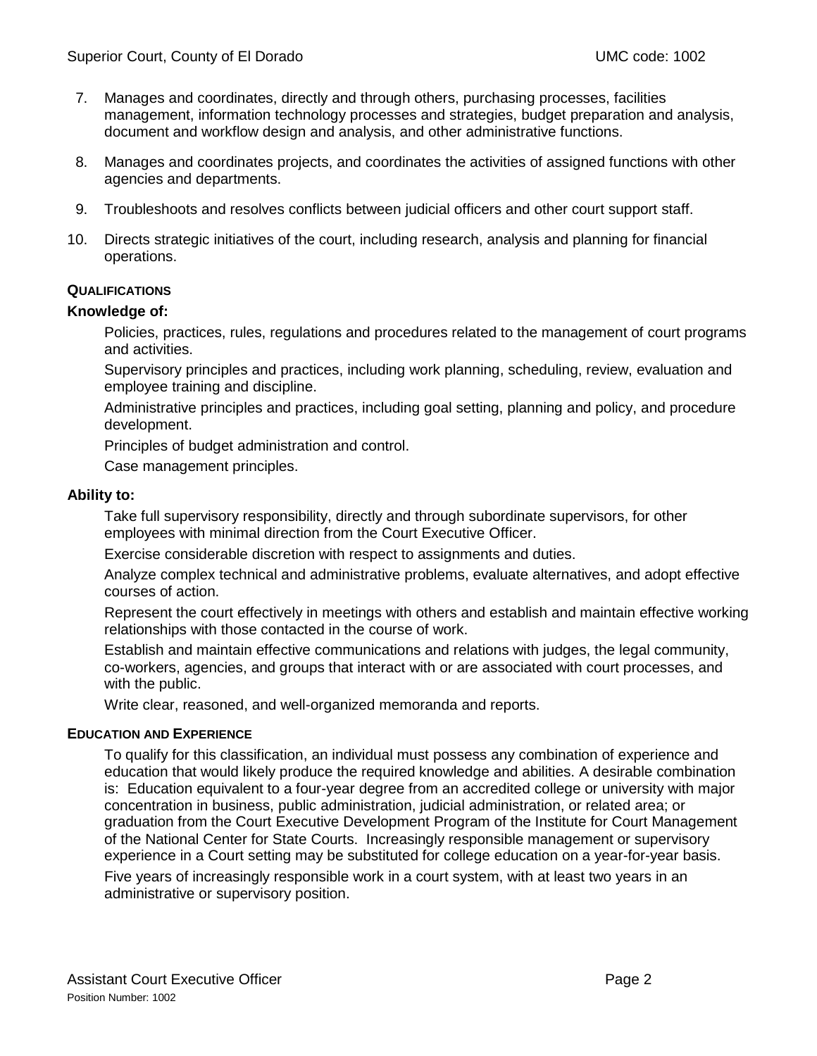7. Manages and coordinates, directly and through others, purchasing processes, facilities management, information technology processes and strategies, budget preparation and analysis, document and workflow design and analysis, and other administrative functions.

8. Manages and coordinates projects, and coordinates the activities of assigned functions with other agencies and departments.

9. Troubleshoots and resolves conflicts between judicial officers and other court support staff.

10. Directs strategic initiatives of the court, including research, analysis and planning for financial operations.

## QUALIFICATIONS

### Knowledge of:

Policies, practices, rules, regulations and procedures related to the management of court programs and activities.

Supervisory principles and practices, including work planning, scheduling, review, evaluation and employee training and discipline.

Administrative principles and practices, including goal setting, planning and policy, and procedure development.

Principles of budget administration and control.

Case management principles.

### Ability to:

Take full supervisory responsibility, directly and through subordinate supervisors, for other employees with minimal direction from the Court Executive Officer.

Exercise considerable discretion with respect to assignments and duties.

Analyze complex technical and administrative problems, evaluate alternatives, and adopt effective courses of action.

Represent the court effectively in meetings with others and establish and maintain effective working relationships with those contacted in the course of work.

Establish and maintain effective communications and relations with judges, the legal community, co-workers, agencies, and groups that interact with or are associated with court processes, and with the public.

Write clear, reasoned, and well-organized memoranda and reports.

## EDUCATION AND EXPERIENCE

To qualify for this classification, an individual must possess any combination of experience and education that would likely produce the required knowledge and abilities. A desirable combination is: Education equivalent to a four-year degree from an accredited college or university with major concentration in business, public administration, judicial administration, or related area; or graduation from the Court Executive Development Program of the Institute for Court Management of the National Center for State Courts. Increasingly responsible management or supervisory experience in a Court setting may be substituted for college education on a year-for-year basis.

Five years of increasingly responsible work in a court system, with at least two years in an administrative or supervisory position.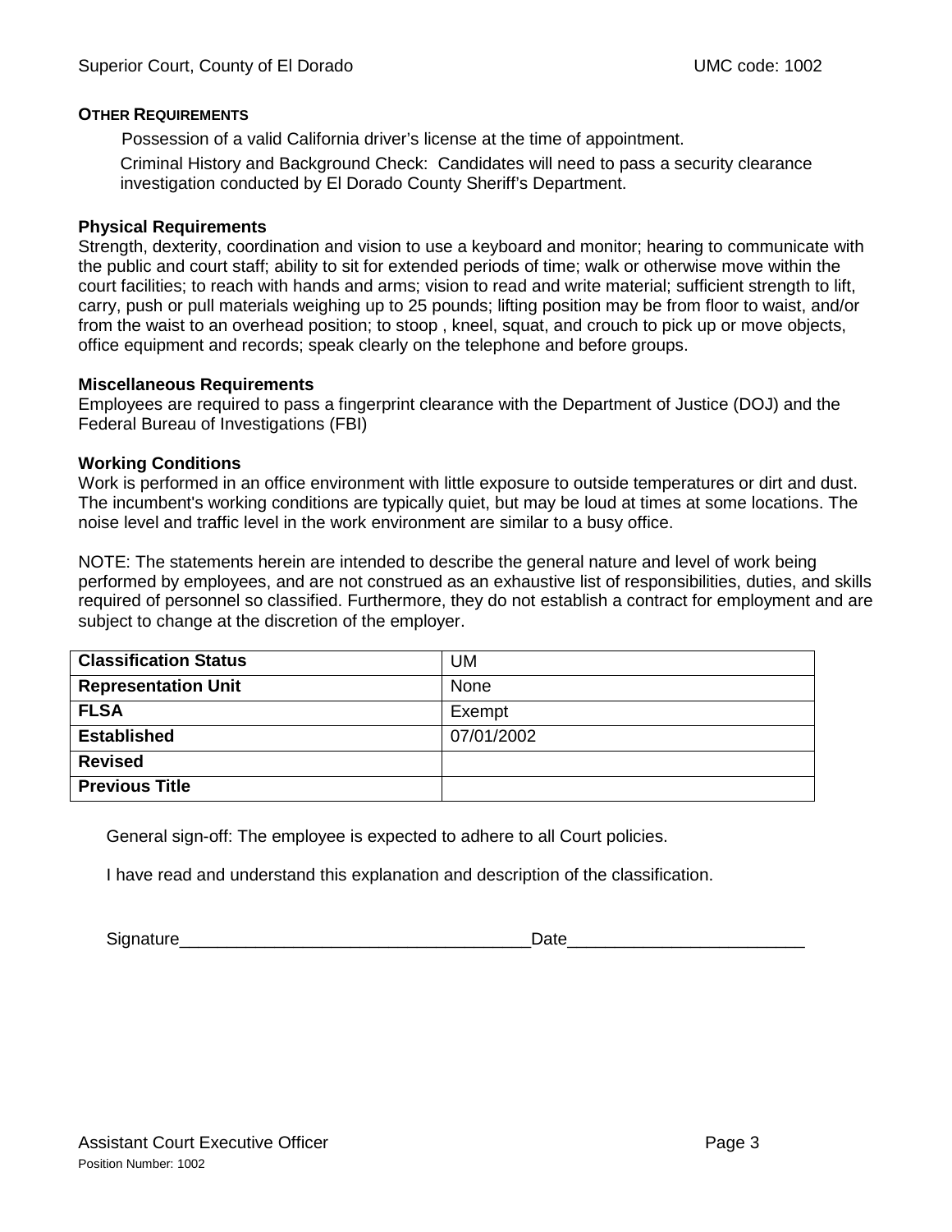**OTHER REQUIREMENTS**

Possession of a valid California driver's license at the time of appointment.

Criminal History and Background Check: Candidates will need to pass a security clearance investigation conducted by El Dorado County Sheriff's Department.

**Physical Requirements**

Strength, dexterity, coordination and vision to use a keyboard and monitor; hearing to communicate with the public and court staff; ability to sit for extended periods of time; walk or otherwise move within the court facilities; to reach with hands and arms; vision to read and write material; sufficient strength to lift, carry, push or pull materials weighing up to 25 pounds; lifting position may be from floor to waist, and/or from the waist to an overhead position; to stoop , kneel, squat, and crouch to pick up or move objects, office equipment and records; speak clearly on the telephone and before groups.

**Miscellaneous Requirements**

Employees are required to pass a fingerprint clearance with the Department of Justice (DOJ) and the Federal Bureau of Investigations (FBI)

**Working Conditions**

Work is performed in an office environment with little exposure to outside temperatures or dirt and dust. The incumbent's working conditions are typically quiet, but may be loud at times at some locations. The noise level and traffic level in the work environment are similar to a busy office.

NOTE: The statements herein are intended to describe the general nature and level of work being performed by employees, and are not construed as an exhaustive list of responsibilities, duties, and skills required of personnel so classified. Furthermore, they do not establish a contract for employment and are subject to change at the discretion of the employer.

| | |
|---|---|
| **Classification Status** | UM |
| **Representation Unit** | None |
| **FLSA** | Exempt |
| **Established** | 07/01/2002 |
| **Revised** | |
| **Previous Title** | |

General sign-off: The employee is expected to adhere to all Court policies.

I have read and understand this explanation and description of the classification.

Signature____________________________________Date________________________